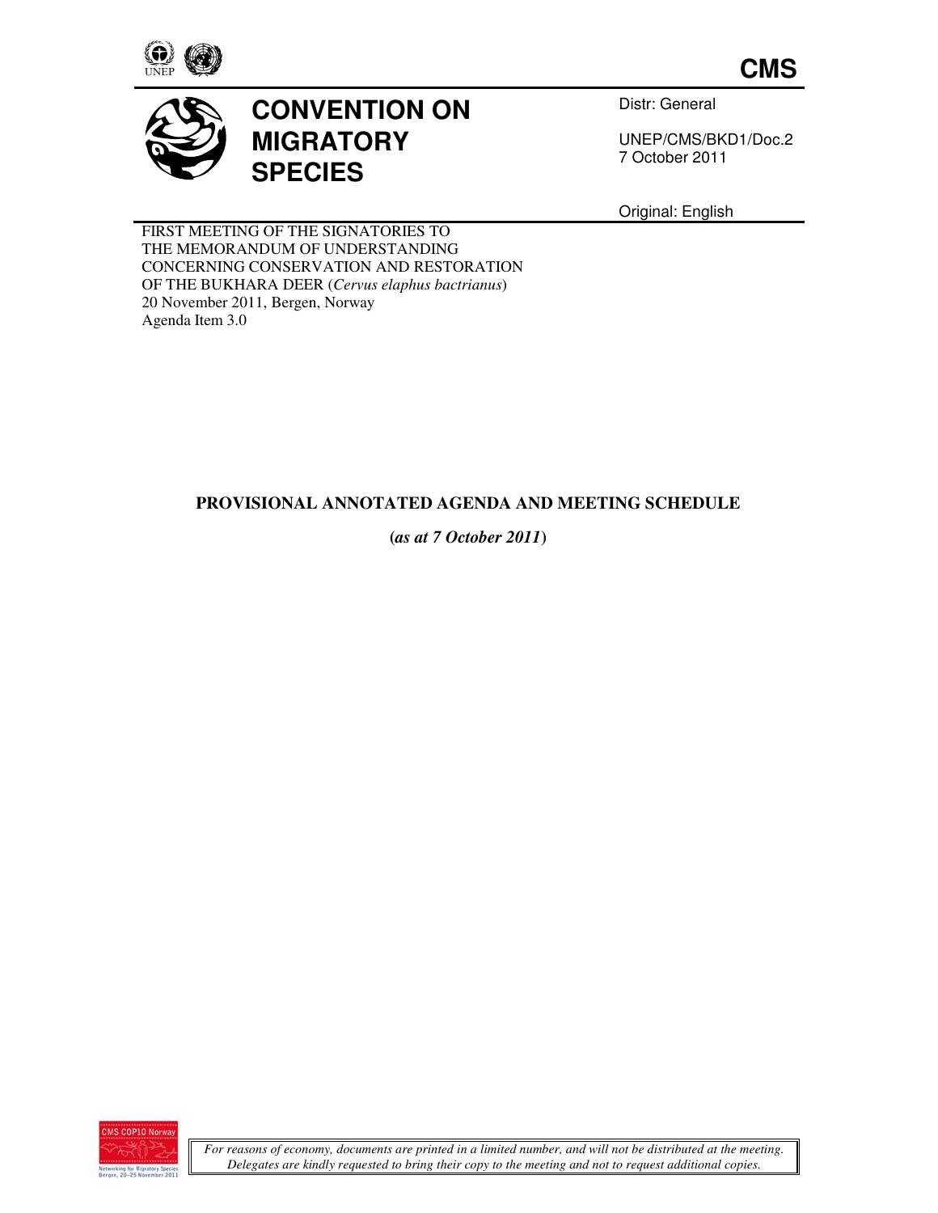CMS

# CONVENTION ON MIGRATORY SPECIES

Distr: General

UNEP/CMS/BKD1/Doc.2
7 October 2011

Original: English

FIRST MEETING OF THE SIGNATORIES TO
THE MEMORANDUM OF UNDERSTANDING
CONCERNING CONSERVATION AND RESTORATION
OF THE BUKHARA DEER (*Cervus elaphus bactrianus*)
20 November 2011, Bergen, Norway
Agenda Item 3.0

## PROVISIONAL ANNOTATED AGENDA AND MEETING SCHEDULE

**(*as at 7 October 2011*)**

*For reasons of economy, documents are printed in a limited number, and will not be distributed at the meeting. Delegates are kindly requested to bring their copy to the meeting and not to request additional copies.*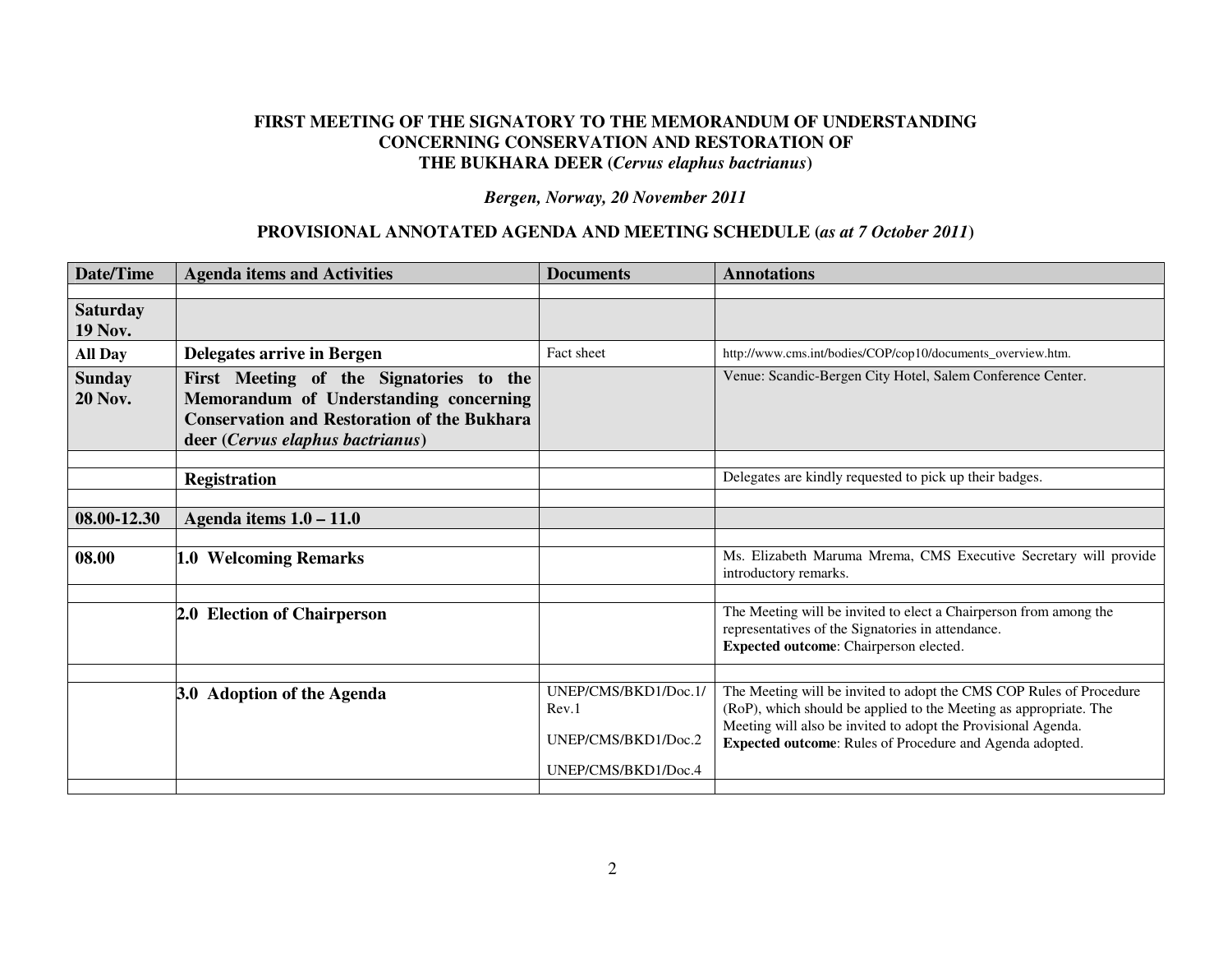**FIRST MEETING OF THE SIGNATORY TO THE MEMORANDUM OF UNDERSTANDING CONCERNING CONSERVATION AND RESTORATION OF THE BUKHARA DEER (*Cervus elaphus bactrianus*)**

***Bergen, Norway, 20 November 2011***

**PROVISIONAL ANNOTATED AGENDA AND MEETING SCHEDULE (*as at 7 October 2011*)**

| Date/Time | Agenda items and Activities | Documents | Annotations |
|---|---|---|---|
| | | | |
| **Saturday 19 Nov.** | | | |
| **All Day** | **Delegates arrive in Bergen** | Fact sheet | http://www.cms.int/bodies/COP/cop10/documents_overview.htm. |
| **Sunday 20 Nov.** | **First Meeting of the Signatories to the Memorandum of Understanding concerning Conservation and Restoration of the Bukhara deer (*Cervus elaphus bactrianus*)** | | Venue: Scandic-Bergen City Hotel, Salem Conference Center. |
| | | | |
| | **Registration** | | Delegates are kindly requested to pick up their badges. |
| | | | |
| **08.00-12.30** | **Agenda items 1.0 – 11.0** | | |
| | | | |
| **08.00** | **1.0 Welcoming Remarks** | | Ms. Elizabeth Maruma Mrema, CMS Executive Secretary will provide introductory remarks. |
| | | | |
| | **2.0 Election of Chairperson** | | The Meeting will be invited to elect a Chairperson from among the representatives of the Signatories in attendance.<br>**Expected outcome**: Chairperson elected. |
| | | | |
| | **3.0 Adoption of the Agenda** | UNEP/CMS/BKD1/Doc.1/Rev.1<br>UNEP/CMS/BKD1/Doc.2<br>UNEP/CMS/BKD1/Doc.4 | The Meeting will be invited to adopt the CMS COP Rules of Procedure (RoP), which should be applied to the Meeting as appropriate. The Meeting will also be invited to adopt the Provisional Agenda.<br>**Expected outcome**: Rules of Procedure and Agenda adopted. |
| | | | |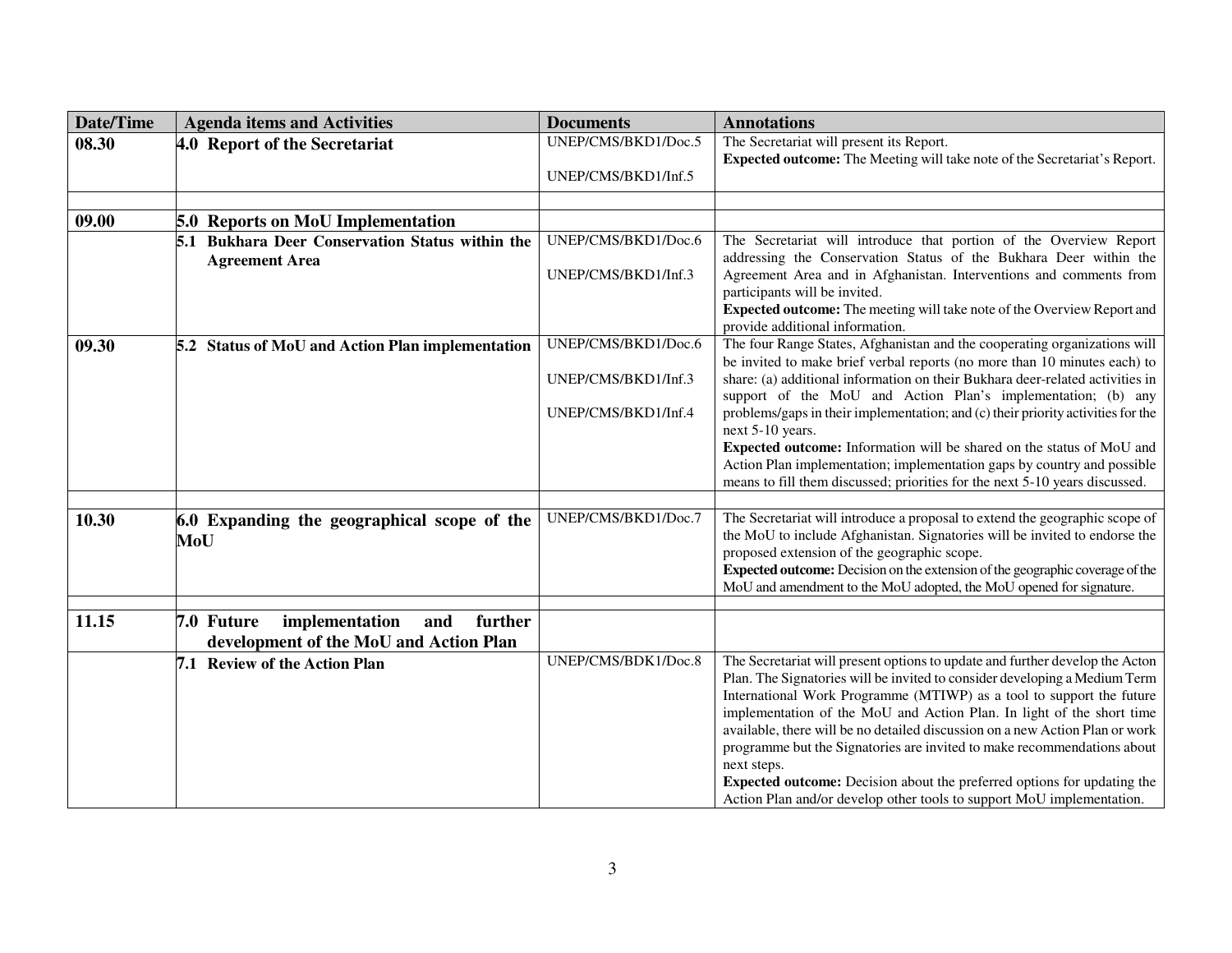| Date/Time | Agenda items and Activities | Documents | Annotations |
|---|---|---|---|
| **08.30** | **4.0 Report of the Secretariat** | UNEP/CMS/BKD1/Doc.5<br><br>UNEP/CMS/BKD1/Inf.5 | The Secretariat will present its Report.<br>**Expected outcome:** The Meeting will take note of the Secretariat's Report. |
| | | | |
| **09.00** | **5.0 Reports on MoU Implementation** | | |
| | **5.1 Bukhara Deer Conservation Status within the Agreement Area** | UNEP/CMS/BKD1/Doc.6<br><br>UNEP/CMS/BKD1/Inf.3 | The Secretariat will introduce that portion of the Overview Report addressing the Conservation Status of the Bukhara Deer within the Agreement Area and in Afghanistan. Interventions and comments from participants will be invited.<br>**Expected outcome:** The meeting will take note of the Overview Report and provide additional information. |
| **09.30** | **5.2 Status of MoU and Action Plan implementation** | UNEP/CMS/BKD1/Doc.6<br><br>UNEP/CMS/BKD1/Inf.3<br><br>UNEP/CMS/BKD1/Inf.4 | The four Range States, Afghanistan and the cooperating organizations will be invited to make brief verbal reports (no more than 10 minutes each) to share: (a) additional information on their Bukhara deer-related activities in support of the MoU and Action Plan's implementation; (b) any problems/gaps in their implementation; and (c) their priority activities for the next 5-10 years.<br>**Expected outcome:** Information will be shared on the status of MoU and Action Plan implementation; implementation gaps by country and possible means to fill them discussed; priorities for the next 5-10 years discussed. |
| | | | |
| **10.30** | **6.0 Expanding the geographical scope of the MoU** | UNEP/CMS/BKD1/Doc.7 | The Secretariat will introduce a proposal to extend the geographic scope of the MoU to include Afghanistan. Signatories will be invited to endorse the proposed extension of the geographic scope.<br>**Expected outcome:** Decision on the extension of the geographic coverage of the MoU and amendment to the MoU adopted, the MoU opened for signature. |
| | | | |
| **11.15** | **7.0 Future implementation and further development of the MoU and Action Plan** | | |
| | **7.1 Review of the Action Plan** | UNEP/CMS/BDK1/Doc.8 | The Secretariat will present options to update and further develop the Acton Plan. The Signatories will be invited to consider developing a Medium Term International Work Programme (MTIWP) as a tool to support the future implementation of the MoU and Action Plan. In light of the short time available, there will be no detailed discussion on a new Action Plan or work programme but the Signatories are invited to make recommendations about next steps.<br>**Expected outcome:** Decision about the preferred options for updating the Action Plan and/or develop other tools to support MoU implementation. |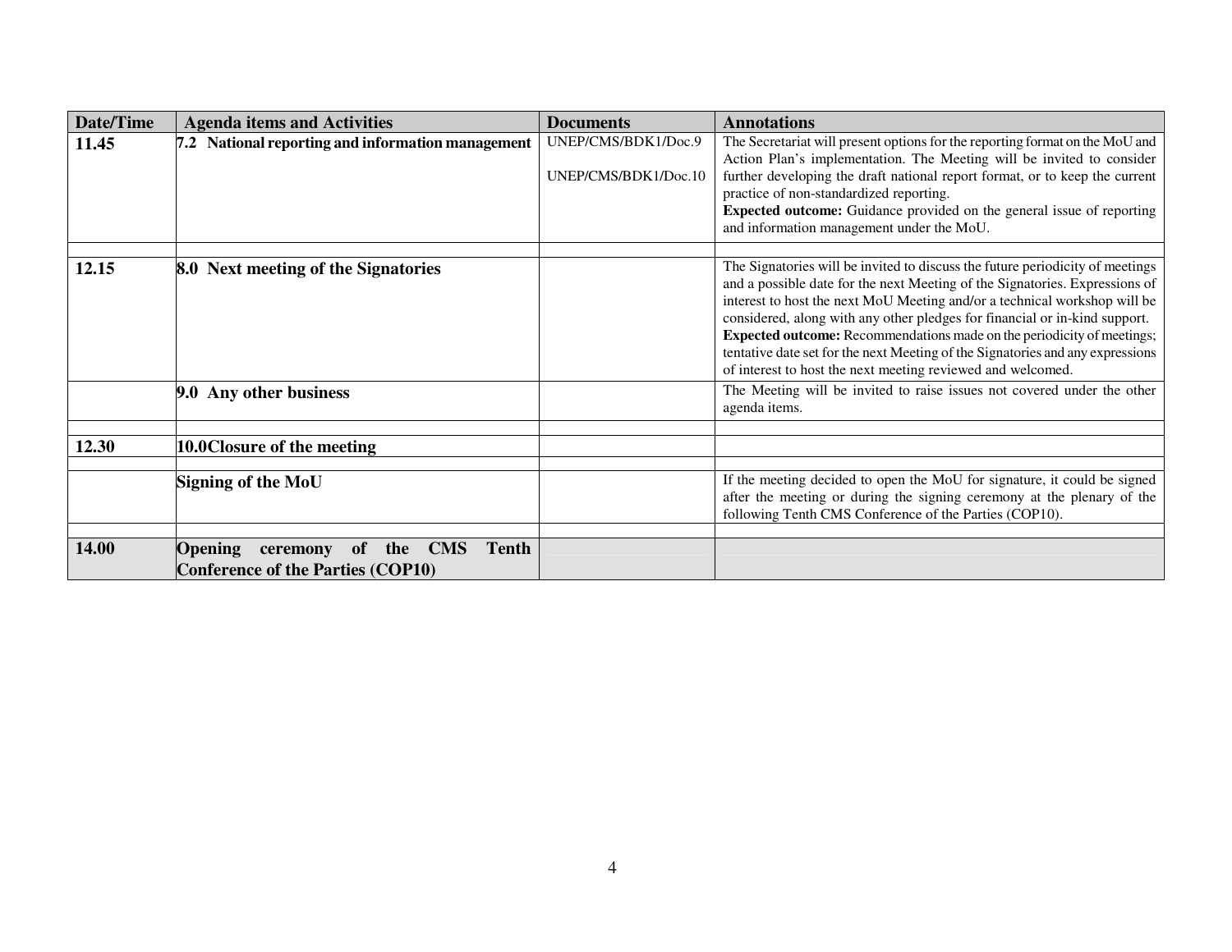| Date/Time | Agenda items and Activities | Documents | Annotations |
|---|---|---|---|
| **11.45** | **7.2 National reporting and information management** | UNEP/CMS/BDK1/Doc.9<br><br>UNEP/CMS/BDK1/Doc.10 | The Secretariat will present options for the reporting format on the MoU and Action Plan's implementation. The Meeting will be invited to consider further developing the draft national report format, or to keep the current practice of non-standardized reporting.<br>**Expected outcome:** Guidance provided on the general issue of reporting and information management under the MoU. |
| | | | |
| **12.15** | **8.0 Next meeting of the Signatories** | | The Signatories will be invited to discuss the future periodicity of meetings and a possible date for the next Meeting of the Signatories. Expressions of interest to host the next MoU Meeting and/or a technical workshop will be considered, along with any other pledges for financial or in-kind support.<br>**Expected outcome:** Recommendations made on the periodicity of meetings; tentative date set for the next Meeting of the Signatories and any expressions of interest to host the next meeting reviewed and welcomed. |
| | **9.0 Any other business** | | The Meeting will be invited to raise issues not covered under the other agenda items. |
| | | | |
| **12.30** | **10.0Closure of the meeting** | | |
| | | | |
| | **Signing of the MoU** | | If the meeting decided to open the MoU for signature, it could be signed after the meeting or during the signing ceremony at the plenary of the following Tenth CMS Conference of the Parties (COP10). |
| | | | |
| **14.00** | **Opening ceremony of the CMS Tenth Conference of the Parties (COP10)** | | |